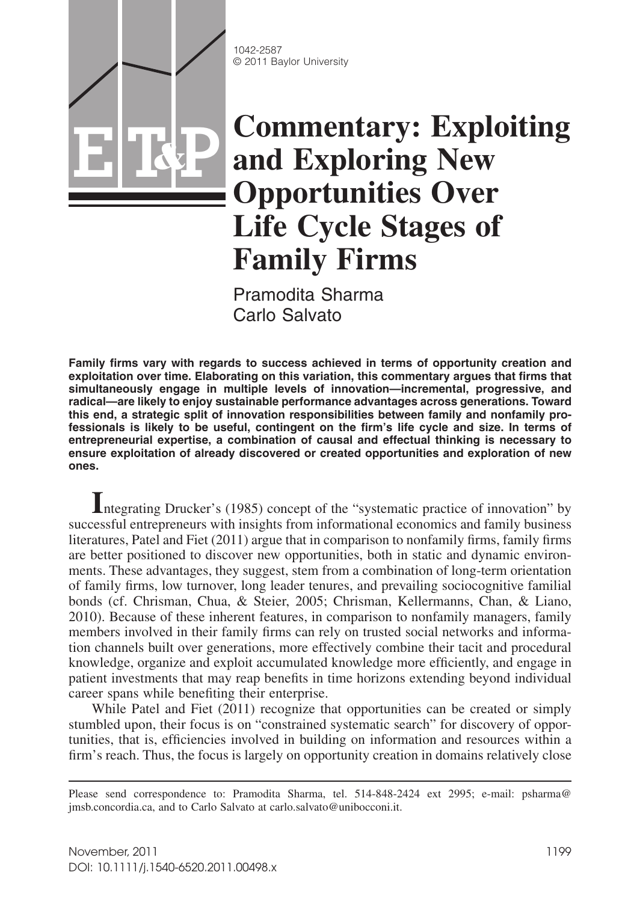1042-2587
© 2011 Baylor University

# Commentary: Exploiting and Exploring New Opportunities Over Life Cycle Stages of Family Firms

Pramodita Sharma
Carlo Salvato

**Family firms vary with regards to success achieved in terms of opportunity creation and exploitation over time. Elaborating on this variation, this commentary argues that firms that simultaneously engage in multiple levels of innovation—incremental, progressive, and radical—are likely to enjoy sustainable performance advantages across generations. Toward this end, a strategic split of innovation responsibilities between family and nonfamily professionals is likely to be useful, contingent on the firm's life cycle and size. In terms of entrepreneurial expertise, a combination of causal and effectual thinking is necessary to ensure exploitation of already discovered or created opportunities and exploration of new ones.**

Integrating Drucker's (1985) concept of the "systematic practice of innovation" by successful entrepreneurs with insights from informational economics and family business literatures, Patel and Fiet (2011) argue that in comparison to nonfamily firms, family firms are better positioned to discover new opportunities, both in static and dynamic environments. These advantages, they suggest, stem from a combination of long-term orientation of family firms, low turnover, long leader tenures, and prevailing sociocognitive familial bonds (cf. Chrisman, Chua, & Steier, 2005; Chrisman, Kellermanns, Chan, & Liano, 2010). Because of these inherent features, in comparison to nonfamily managers, family members involved in their family firms can rely on trusted social networks and information channels built over generations, more effectively combine their tacit and procedural knowledge, organize and exploit accumulated knowledge more efficiently, and engage in patient investments that may reap benefits in time horizons extending beyond individual career spans while benefiting their enterprise.

While Patel and Fiet (2011) recognize that opportunities can be created or simply stumbled upon, their focus is on "constrained systematic search" for discovery of opportunities, that is, efficiencies involved in building on information and resources within a firm's reach. Thus, the focus is largely on opportunity creation in domains relatively close

---

Please send correspondence to: Pramodita Sharma, tel. 514-848-2424 ext 2995; e-mail: psharma@jmsb.concordia.ca, and to Carlo Salvato at carlo.salvato@unibocconi.it.

DOI: 10.1111/j.1540-6520.2011.00498.x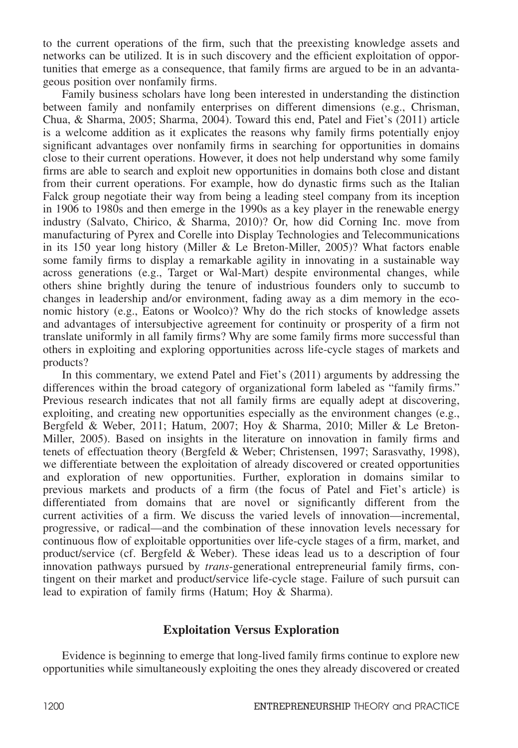to the current operations of the firm, such that the preexisting knowledge assets and networks can be utilized. It is in such discovery and the efficient exploitation of opportunities that emerge as a consequence, that family firms are argued to be in an advantageous position over nonfamily firms.

Family business scholars have long been interested in understanding the distinction between family and nonfamily enterprises on different dimensions (e.g., Chrisman, Chua, & Sharma, 2005; Sharma, 2004). Toward this end, Patel and Fiet's (2011) article is a welcome addition as it explicates the reasons why family firms potentially enjoy significant advantages over nonfamily firms in searching for opportunities in domains close to their current operations. However, it does not help understand why some family firms are able to search and exploit new opportunities in domains both close and distant from their current operations. For example, how do dynastic firms such as the Italian Falck group negotiate their way from being a leading steel company from its inception in 1906 to 1980s and then emerge in the 1990s as a key player in the renewable energy industry (Salvato, Chirico, & Sharma, 2010)? Or, how did Corning Inc. move from manufacturing of Pyrex and Corelle into Display Technologies and Telecommunications in its 150 year long history (Miller & Le Breton-Miller, 2005)? What factors enable some family firms to display a remarkable agility in innovating in a sustainable way across generations (e.g., Target or Wal-Mart) despite environmental changes, while others shine brightly during the tenure of industrious founders only to succumb to changes in leadership and/or environment, fading away as a dim memory in the economic history (e.g., Eatons or Woolco)? Why do the rich stocks of knowledge assets and advantages of intersubjective agreement for continuity or prosperity of a firm not translate uniformly in all family firms? Why are some family firms more successful than others in exploiting and exploring opportunities across life-cycle stages of markets and products?

In this commentary, we extend Patel and Fiet's (2011) arguments by addressing the differences within the broad category of organizational form labeled as "family firms." Previous research indicates that not all family firms are equally adept at discovering, exploiting, and creating new opportunities especially as the environment changes (e.g., Bergfeld & Weber, 2011; Hatum, 2007; Hoy & Sharma, 2010; Miller & Le Breton-Miller, 2005). Based on insights in the literature on innovation in family firms and tenets of effectuation theory (Bergfeld & Weber; Christensen, 1997; Sarasvathy, 1998), we differentiate between the exploitation of already discovered or created opportunities and exploration of new opportunities. Further, exploration in domains similar to previous markets and products of a firm (the focus of Patel and Fiet's article) is differentiated from domains that are novel or significantly different from the current activities of a firm. We discuss the varied levels of innovation—incremental, progressive, or radical—and the combination of these innovation levels necessary for continuous flow of exploitable opportunities over life-cycle stages of a firm, market, and product/service (cf. Bergfeld & Weber). These ideas lead us to a description of four innovation pathways pursued by *trans*-generational entrepreneurial family firms, contingent on their market and product/service life-cycle stage. Failure of such pursuit can lead to expiration of family firms (Hatum; Hoy & Sharma).

## Exploitation Versus Exploration

Evidence is beginning to emerge that long-lived family firms continue to explore new opportunities while simultaneously exploiting the ones they already discovered or created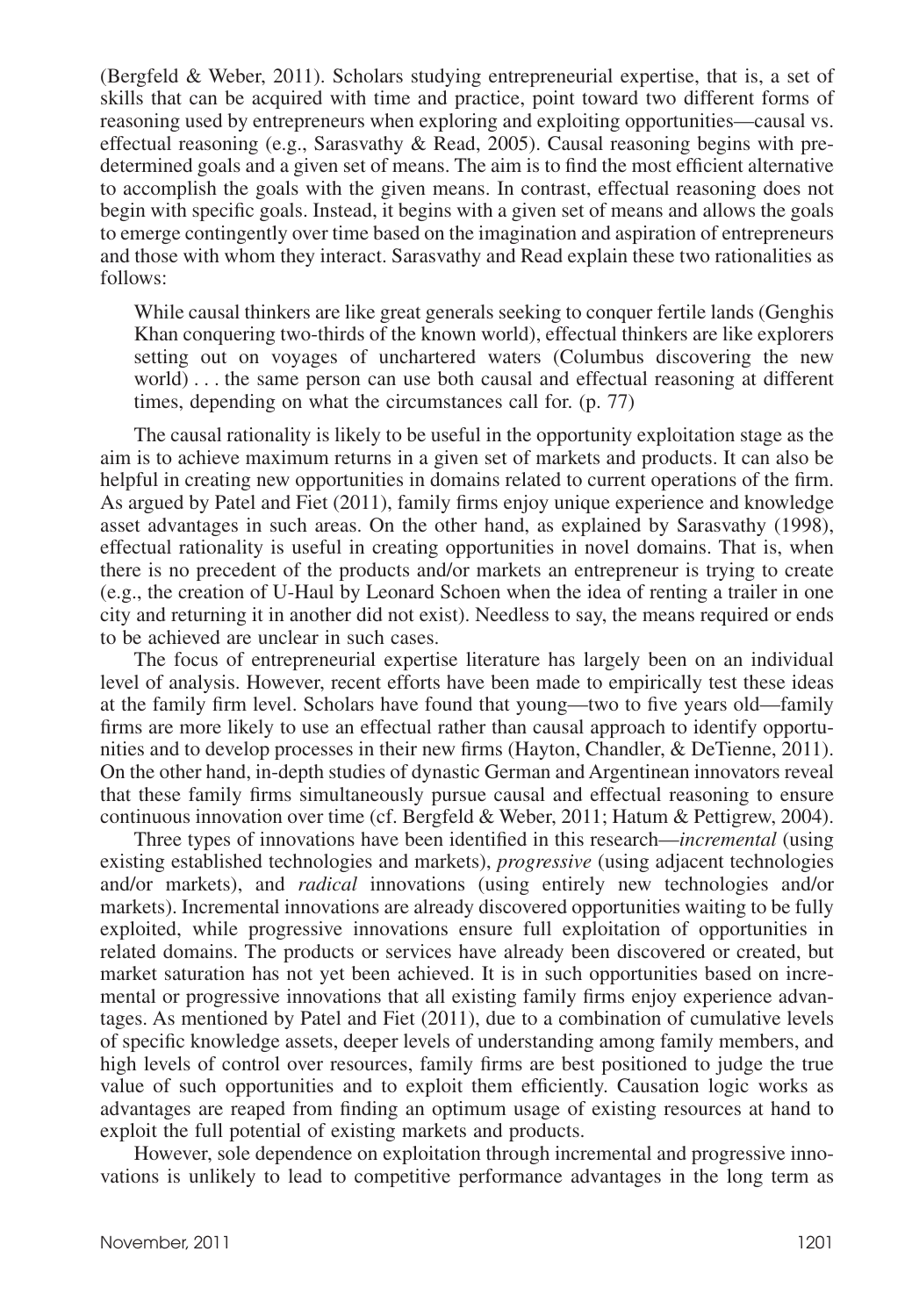(Bergfeld & Weber, 2011). Scholars studying entrepreneurial expertise, that is, a set of skills that can be acquired with time and practice, point toward two different forms of reasoning used by entrepreneurs when exploring and exploiting opportunities—causal vs. effectual reasoning (e.g., Sarasvathy & Read, 2005). Causal reasoning begins with predetermined goals and a given set of means. The aim is to find the most efficient alternative to accomplish the goals with the given means. In contrast, effectual reasoning does not begin with specific goals. Instead, it begins with a given set of means and allows the goals to emerge contingently over time based on the imagination and aspiration of entrepreneurs and those with whom they interact. Sarasvathy and Read explain these two rationalities as follows:

> While causal thinkers are like great generals seeking to conquer fertile lands (Genghis Khan conquering two-thirds of the known world), effectual thinkers are like explorers setting out on voyages of unchartered waters (Columbus discovering the new world) . . . the same person can use both causal and effectual reasoning at different times, depending on what the circumstances call for. (p. 77)

The causal rationality is likely to be useful in the opportunity exploitation stage as the aim is to achieve maximum returns in a given set of markets and products. It can also be helpful in creating new opportunities in domains related to current operations of the firm. As argued by Patel and Fiet (2011), family firms enjoy unique experience and knowledge asset advantages in such areas. On the other hand, as explained by Sarasvathy (1998), effectual rationality is useful in creating opportunities in novel domains. That is, when there is no precedent of the products and/or markets an entrepreneur is trying to create (e.g., the creation of U-Haul by Leonard Schoen when the idea of renting a trailer in one city and returning it in another did not exist). Needless to say, the means required or ends to be achieved are unclear in such cases.

The focus of entrepreneurial expertise literature has largely been on an individual level of analysis. However, recent efforts have been made to empirically test these ideas at the family firm level. Scholars have found that young—two to five years old—family firms are more likely to use an effectual rather than causal approach to identify opportunities and to develop processes in their new firms (Hayton, Chandler, & DeTienne, 2011). On the other hand, in-depth studies of dynastic German and Argentinean innovators reveal that these family firms simultaneously pursue causal and effectual reasoning to ensure continuous innovation over time (cf. Bergfeld & Weber, 2011; Hatum & Pettigrew, 2004).

Three types of innovations have been identified in this research—*incremental* (using existing established technologies and markets), *progressive* (using adjacent technologies and/or markets), and *radical* innovations (using entirely new technologies and/or markets). Incremental innovations are already discovered opportunities waiting to be fully exploited, while progressive innovations ensure full exploitation of opportunities in related domains. The products or services have already been discovered or created, but market saturation has not yet been achieved. It is in such opportunities based on incremental or progressive innovations that all existing family firms enjoy experience advantages. As mentioned by Patel and Fiet (2011), due to a combination of cumulative levels of specific knowledge assets, deeper levels of understanding among family members, and high levels of control over resources, family firms are best positioned to judge the true value of such opportunities and to exploit them efficiently. Causation logic works as advantages are reaped from finding an optimum usage of existing resources at hand to exploit the full potential of existing markets and products.

However, sole dependence on exploitation through incremental and progressive innovations is unlikely to lead to competitive performance advantages in the long term as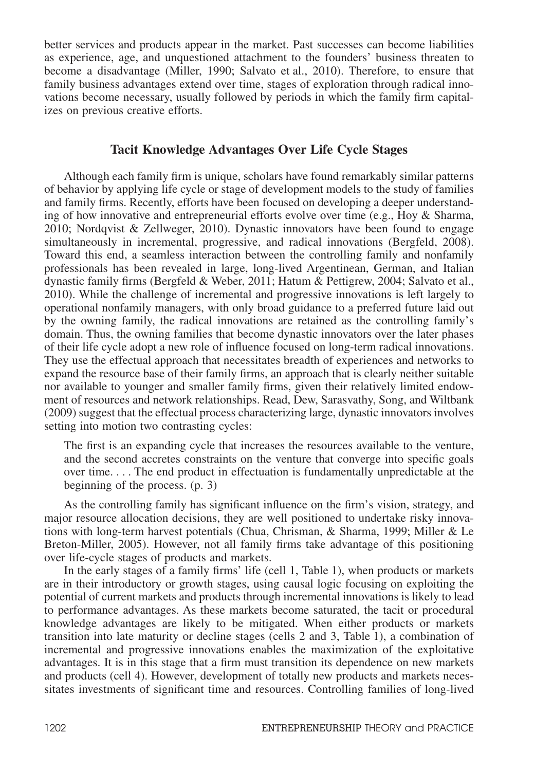better services and products appear in the market. Past successes can become liabilities as experience, age, and unquestioned attachment to the founders' business threaten to become a disadvantage (Miller, 1990; Salvato et al., 2010). Therefore, to ensure that family business advantages extend over time, stages of exploration through radical innovations become necessary, usually followed by periods in which the family firm capitalizes on previous creative efforts.

## Tacit Knowledge Advantages Over Life Cycle Stages

Although each family firm is unique, scholars have found remarkably similar patterns of behavior by applying life cycle or stage of development models to the study of families and family firms. Recently, efforts have been focused on developing a deeper understanding of how innovative and entrepreneurial efforts evolve over time (e.g., Hoy & Sharma, 2010; Nordqvist & Zellweger, 2010). Dynastic innovators have been found to engage simultaneously in incremental, progressive, and radical innovations (Bergfeld, 2008). Toward this end, a seamless interaction between the controlling family and nonfamily professionals has been revealed in large, long-lived Argentinean, German, and Italian dynastic family firms (Bergfeld & Weber, 2011; Hatum & Pettigrew, 2004; Salvato et al., 2010). While the challenge of incremental and progressive innovations is left largely to operational nonfamily managers, with only broad guidance to a preferred future laid out by the owning family, the radical innovations are retained as the controlling family's domain. Thus, the owning families that become dynastic innovators over the later phases of their life cycle adopt a new role of influence focused on long-term radical innovations. They use the effectual approach that necessitates breadth of experiences and networks to expand the resource base of their family firms, an approach that is clearly neither suitable nor available to younger and smaller family firms, given their relatively limited endowment of resources and network relationships. Read, Dew, Sarasvathy, Song, and Wiltbank (2009) suggest that the effectual process characterizing large, dynastic innovators involves setting into motion two contrasting cycles:

> The first is an expanding cycle that increases the resources available to the venture, and the second accretes constraints on the venture that converge into specific goals over time. . . . The end product in effectuation is fundamentally unpredictable at the beginning of the process. (p. 3)

As the controlling family has significant influence on the firm's vision, strategy, and major resource allocation decisions, they are well positioned to undertake risky innovations with long-term harvest potentials (Chua, Chrisman, & Sharma, 1999; Miller & Le Breton-Miller, 2005). However, not all family firms take advantage of this positioning over life-cycle stages of products and markets.

In the early stages of a family firms' life (cell 1, Table 1), when products or markets are in their introductory or growth stages, using causal logic focusing on exploiting the potential of current markets and products through incremental innovations is likely to lead to performance advantages. As these markets become saturated, the tacit or procedural knowledge advantages are likely to be mitigated. When either products or markets transition into late maturity or decline stages (cells 2 and 3, Table 1), a combination of incremental and progressive innovations enables the maximization of the exploitative advantages. It is in this stage that a firm must transition its dependence on new markets and products (cell 4). However, development of totally new products and markets necessitates investments of significant time and resources. Controlling families of long-lived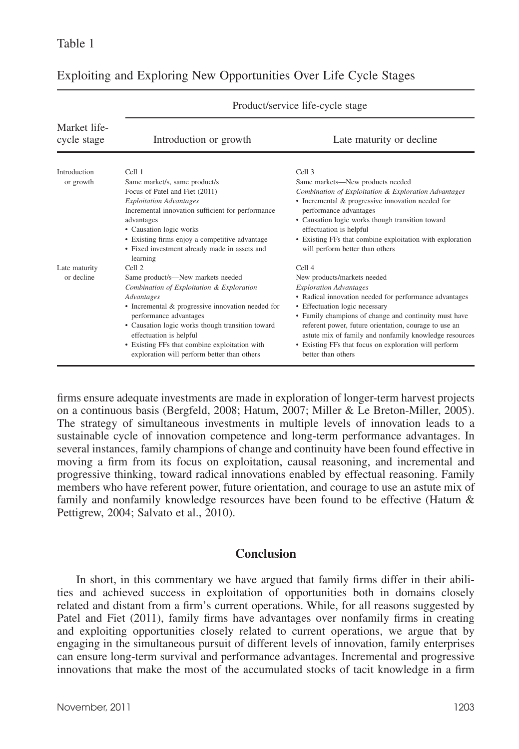Table 1

Exploiting and Exploring New Opportunities Over Life Cycle Stages

| Market life-cycle stage | Product/service life-cycle stage | |
|---|---|---|
| | Introduction or growth | Late maturity or decline |
| Introduction or growth | Cell 1<br>Same market/s, same product/s<br>Focus of Patel and Fiet (2011)<br>*Exploitation Advantages*<br>Incremental innovation sufficient for performance advantages<br>• Causation logic works<br>• Existing firms enjoy a competitive advantage<br>• Fixed investment already made in assets and learning | Cell 3<br>Same markets—New products needed<br>*Combination of Exploitation & Exploration Advantages*<br>• Incremental & progressive innovation needed for performance advantages<br>• Causation logic works though transition toward effectuation is helpful<br>• Existing FFs that combine exploitation with exploration will perform better than others |
| Late maturity or decline | Cell 2<br>Same product/s—New markets needed<br>*Combination of Exploitation & Exploration Advantages*<br>• Incremental & progressive innovation needed for performance advantages<br>• Causation logic works though transition toward effectuation is helpful<br>• Existing FFs that combine exploitation with exploration will perform better than others | Cell 4<br>New products/markets needed<br>*Exploration Advantages*<br>• Radical innovation needed for performance advantages<br>• Effectuation logic necessary<br>• Family champions of change and continuity must have referent power, future orientation, courage to use an astute mix of family and nonfamily knowledge resources<br>• Existing FFs that focus on exploration will perform better than others |

firms ensure adequate investments are made in exploration of longer-term harvest projects on a continuous basis (Bergfeld, 2008; Hatum, 2007; Miller & Le Breton-Miller, 2005). The strategy of simultaneous investments in multiple levels of innovation leads to a sustainable cycle of innovation competence and long-term performance advantages. In several instances, family champions of change and continuity have been found effective in moving a firm from its focus on exploitation, causal reasoning, and incremental and progressive thinking, toward radical innovations enabled by effectual reasoning. Family members who have referent power, future orientation, and courage to use an astute mix of family and nonfamily knowledge resources have been found to be effective (Hatum & Pettigrew, 2004; Salvato et al., 2010).

## Conclusion

In short, in this commentary we have argued that family firms differ in their abilities and achieved success in exploitation of opportunities both in domains closely related and distant from a firm's current operations. While, for all reasons suggested by Patel and Fiet (2011), family firms have advantages over nonfamily firms in creating and exploiting opportunities closely related to current operations, we argue that by engaging in the simultaneous pursuit of different levels of innovation, family enterprises can ensure long-term survival and performance advantages. Incremental and progressive innovations that make the most of the accumulated stocks of tacit knowledge in a firm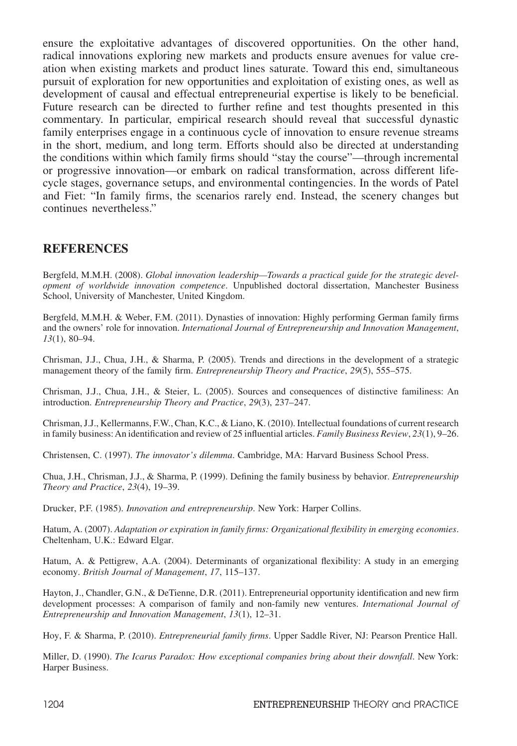ensure the exploitative advantages of discovered opportunities. On the other hand, radical innovations exploring new markets and products ensure avenues for value creation when existing markets and product lines saturate. Toward this end, simultaneous pursuit of exploration for new opportunities and exploitation of existing ones, as well as development of causal and effectual entrepreneurial expertise is likely to be beneficial. Future research can be directed to further refine and test thoughts presented in this commentary. In particular, empirical research should reveal that successful dynastic family enterprises engage in a continuous cycle of innovation to ensure revenue streams in the short, medium, and long term. Efforts should also be directed at understanding the conditions within which family firms should "stay the course"—through incremental or progressive innovation—or embark on radical transformation, across different life-cycle stages, governance setups, and environmental contingencies. In the words of Patel and Fiet: "In family firms, the scenarios rarely end. Instead, the scenery changes but continues nevertheless."

## REFERENCES

Bergfeld, M.M.H. (2008). *Global innovation leadership—Towards a practical guide for the strategic development of worldwide innovation competence*. Unpublished doctoral dissertation, Manchester Business School, University of Manchester, United Kingdom.

Bergfeld, M.M.H. & Weber, F.M. (2011). Dynasties of innovation: Highly performing German family firms and the owners' role for innovation. *International Journal of Entrepreneurship and Innovation Management*, *13*(1), 80–94.

Chrisman, J.J., Chua, J.H., & Sharma, P. (2005). Trends and directions in the development of a strategic management theory of the family firm. *Entrepreneurship Theory and Practice*, *29*(5), 555–575.

Chrisman, J.J., Chua, J.H., & Steier, L. (2005). Sources and consequences of distinctive familiness: An introduction. *Entrepreneurship Theory and Practice*, *29*(3), 237–247.

Chrisman, J.J., Kellermanns, F.W., Chan, K.C., & Liano, K. (2010). Intellectual foundations of current research in family business: An identification and review of 25 influential articles. *Family Business Review*, *23*(1), 9–26.

Christensen, C. (1997). *The innovator's dilemma*. Cambridge, MA: Harvard Business School Press.

Chua, J.H., Chrisman, J.J., & Sharma, P. (1999). Defining the family business by behavior. *Entrepreneurship Theory and Practice*, *23*(4), 19–39.

Drucker, P.F. (1985). *Innovation and entrepreneurship*. New York: Harper Collins.

Hatum, A. (2007). *Adaptation or expiration in family firms: Organizational flexibility in emerging economies*. Cheltenham, U.K.: Edward Elgar.

Hatum, A. & Pettigrew, A.A. (2004). Determinants of organizational flexibility: A study in an emerging economy. *British Journal of Management*, *17*, 115–137.

Hayton, J., Chandler, G.N., & DeTienne, D.R. (2011). Entrepreneurial opportunity identification and new firm development processes: A comparison of family and non-family new ventures. *International Journal of Entrepreneurship and Innovation Management*, *13*(1), 12–31.

Hoy, F. & Sharma, P. (2010). *Entrepreneurial family firms*. Upper Saddle River, NJ: Pearson Prentice Hall.

Miller, D. (1990). *The Icarus Paradox: How exceptional companies bring about their downfall*. New York: Harper Business.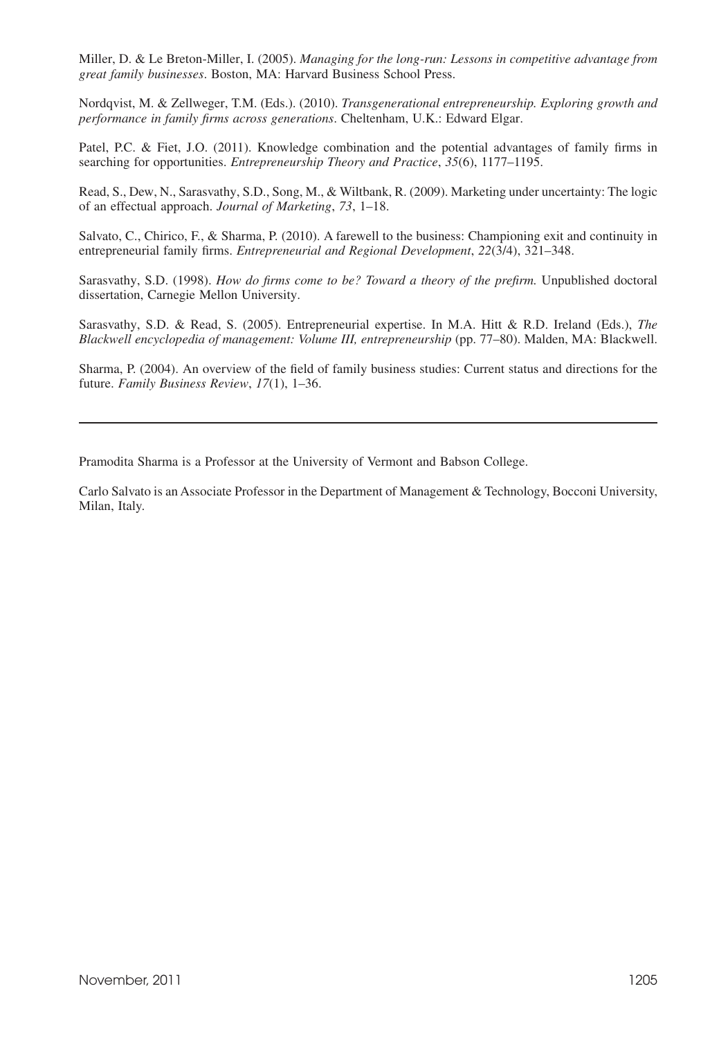Miller, D. & Le Breton-Miller, I. (2005). *Managing for the long-run: Lessons in competitive advantage from great family businesses*. Boston, MA: Harvard Business School Press.

Nordqvist, M. & Zellweger, T.M. (Eds.). (2010). *Transgenerational entrepreneurship. Exploring growth and performance in family firms across generations*. Cheltenham, U.K.: Edward Elgar.

Patel, P.C. & Fiet, J.O. (2011). Knowledge combination and the potential advantages of family firms in searching for opportunities. *Entrepreneurship Theory and Practice*, *35*(6), 1177–1195.

Read, S., Dew, N., Sarasvathy, S.D., Song, M., & Wiltbank, R. (2009). Marketing under uncertainty: The logic of an effectual approach. *Journal of Marketing*, *73*, 1–18.

Salvato, C., Chirico, F., & Sharma, P. (2010). A farewell to the business: Championing exit and continuity in entrepreneurial family firms. *Entrepreneurial and Regional Development*, *22*(3/4), 321–348.

Sarasvathy, S.D. (1998). *How do firms come to be? Toward a theory of the prefirm.* Unpublished doctoral dissertation, Carnegie Mellon University.

Sarasvathy, S.D. & Read, S. (2005). Entrepreneurial expertise. In M.A. Hitt & R.D. Ireland (Eds.), *The Blackwell encyclopedia of management: Volume III, entrepreneurship* (pp. 77–80). Malden, MA: Blackwell.

Sharma, P. (2004). An overview of the field of family business studies: Current status and directions for the future. *Family Business Review*, *17*(1), 1–36.

---

Pramodita Sharma is a Professor at the University of Vermont and Babson College.

Carlo Salvato is an Associate Professor in the Department of Management & Technology, Bocconi University, Milan, Italy.